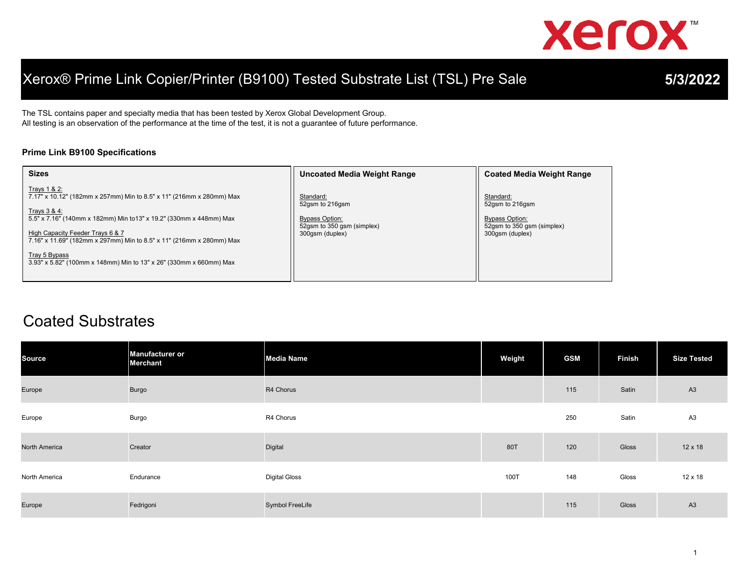# Xerox® Prime Link Copier/Printer (B9100) Tested Substrate List (TSL) Pre Sale

**5/3/2022**

The TSL contains paper and specialty media that has been tested by Xerox Global Development Group.
All testing is an observation of the performance at the time of the test, it is not a guarantee of future performance.

### Prime Link B9100 Specifications

| Sizes | Uncoated Media Weight Range | Coated Media Weight Range |
|---|---|---|
| Trays 1 & 2:<br>7.17" x 10.12" (182mm x 257mm) Min to 8.5" x 11" (216mm x 280mm) Max<br><br>Trays 3 & 4:<br>5.5" x 7.16" (140mm x 182mm) Min to13" x 19.2" (330mm x 448mm) Max<br><br>High Capacity Feeder Trays 6 & 7<br>7.16" x 11.69" (182mm x 297mm) Min to 8.5" x 11" (216mm x 280mm) Max<br><br>Tray 5 Bypass<br>3.93" x 5.82" (100mm x 148mm) Min to 13" x 26" (330mm x 660mm) Max | Standard:<br>52gsm to 216gsm<br><br>Bypass Option:<br>52gsm to 350 gsm (simplex)<br>300gsm (duplex) | Standard:<br>52gsm to 216gsm<br><br>Bypass Option:<br>52gsm to 350 gsm (simplex)<br>300gsm (duplex) |

## Coated Substrates

| Source | Manufacturer or Merchant | Media Name | Weight | GSM | Finish | Size Tested |
|---|---|---|---|---|---|---|
| Europe | Burgo | R4 Chorus | | 115 | Satin | A3 |
| Europe | Burgo | R4 Chorus | | 250 | Satin | A3 |
| North America | Creator | Digital | 80T | 120 | Gloss | 12 x 18 |
| North America | Endurance | Digital Gloss | 100T | 148 | Gloss | 12 x 18 |
| Europe | Fedrigoni | Symbol FreeLife | | 115 | Gloss | A3 |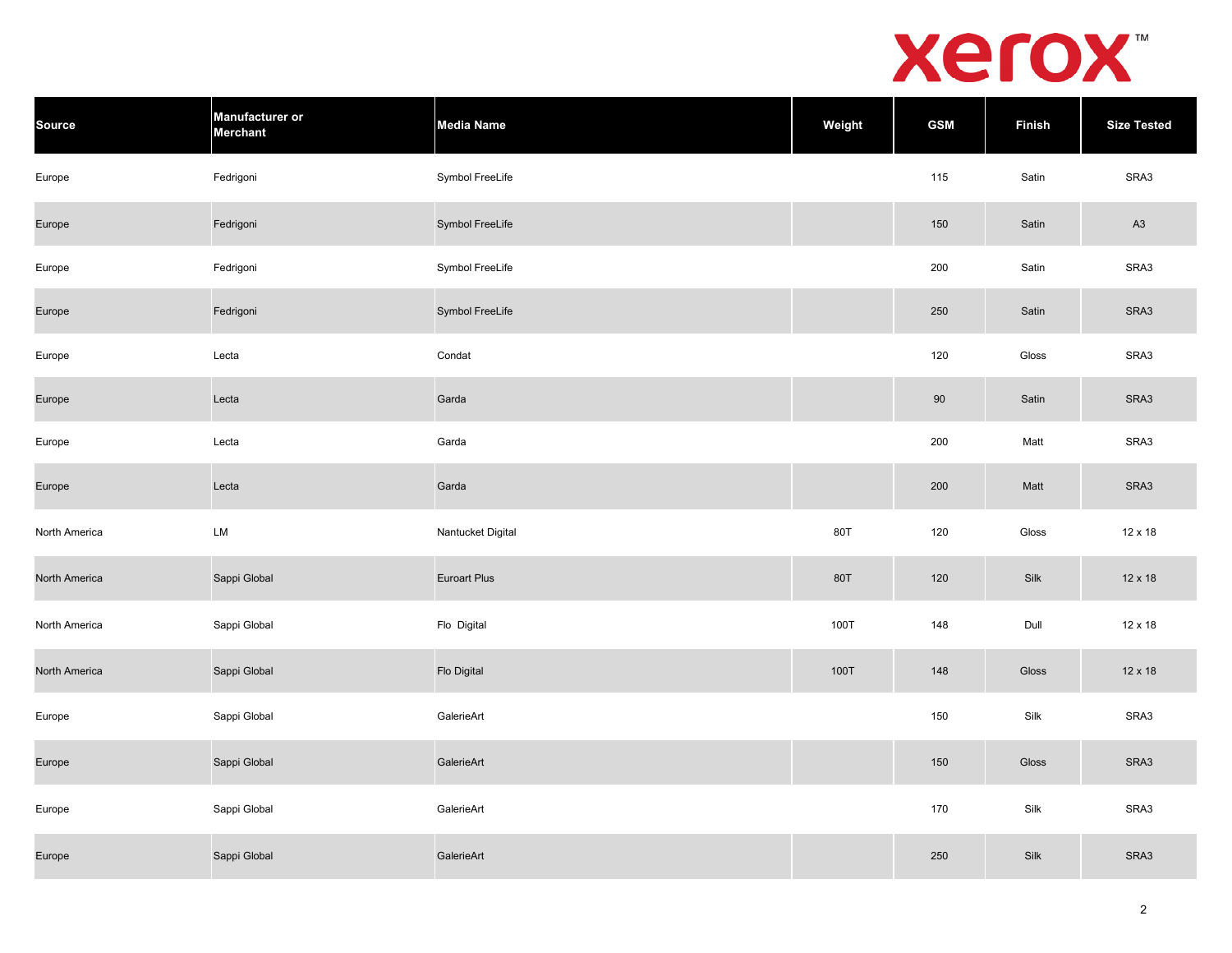| Source | Manufacturer or Merchant | Media Name | Weight | GSM | Finish | Size Tested |
|---|---|---|---|---|---|---|
| Europe | Fedrigoni | Symbol FreeLife | | 115 | Satin | SRA3 |
| Europe | Fedrigoni | Symbol FreeLife | | 150 | Satin | A3 |
| Europe | Fedrigoni | Symbol FreeLife | | 200 | Satin | SRA3 |
| Europe | Fedrigoni | Symbol FreeLife | | 250 | Satin | SRA3 |
| Europe | Lecta | Condat | | 120 | Gloss | SRA3 |
| Europe | Lecta | Garda | | 90 | Satin | SRA3 |
| Europe | Lecta | Garda | | 200 | Matt | SRA3 |
| Europe | Lecta | Garda | | 200 | Matt | SRA3 |
| North America | LM | Nantucket Digital | 80T | 120 | Gloss | 12 x 18 |
| North America | Sappi Global | Euroart Plus | 80T | 120 | Silk | 12 x 18 |
| North America | Sappi Global | Flo  Digital | 100T | 148 | Dull | 12 x 18 |
| North America | Sappi Global | Flo Digital | 100T | 148 | Gloss | 12 x 18 |
| Europe | Sappi Global | GalerieArt | | 150 | Silk | SRA3 |
| Europe | Sappi Global | GalerieArt | | 150 | Gloss | SRA3 |
| Europe | Sappi Global | GalerieArt | | 170 | Silk | SRA3 |
| Europe | Sappi Global | GalerieArt | | 250 | Silk | SRA3 |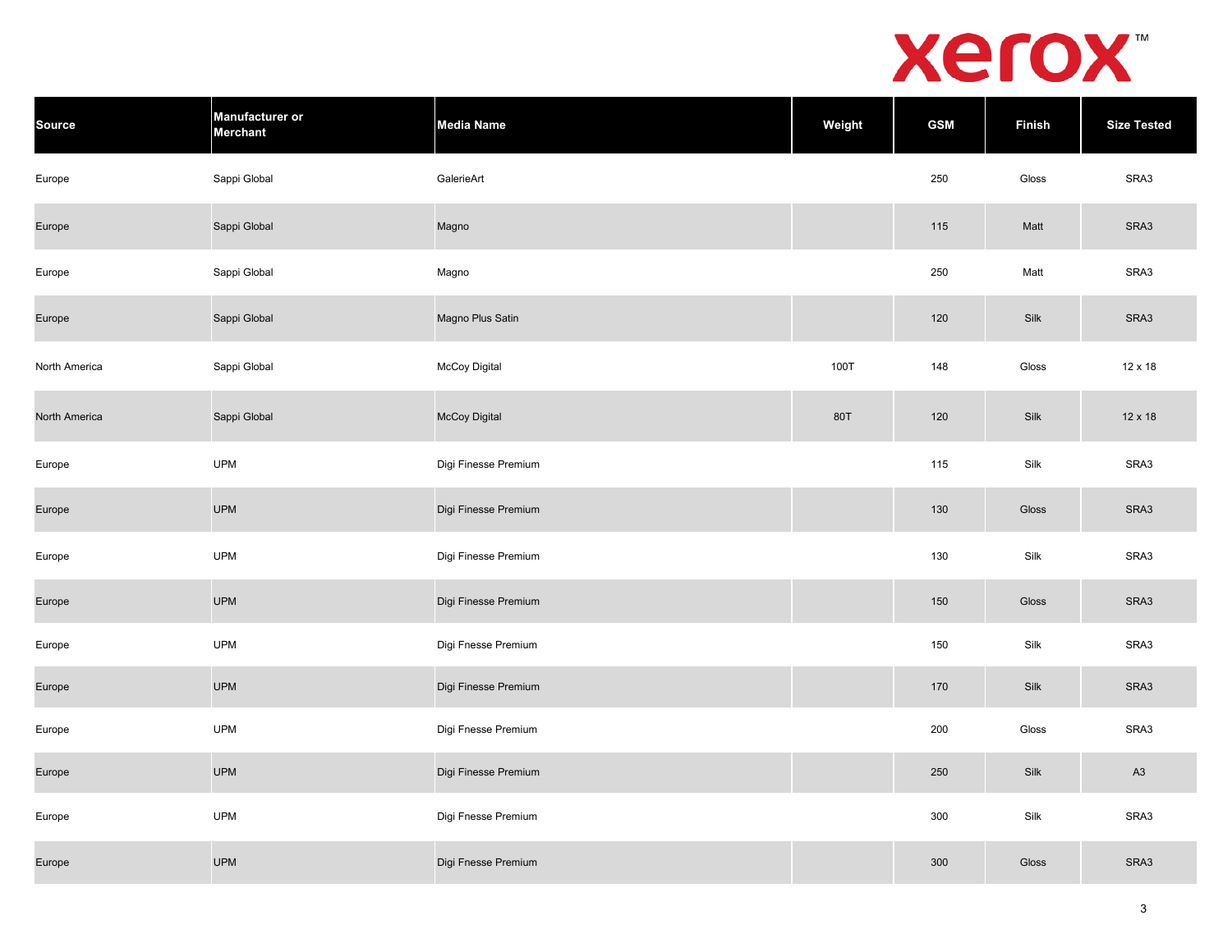| Source | Manufacturer or Merchant | Media Name | Weight | GSM | Finish | Size Tested |
|---|---|---|---|---|---|---|
| Europe | Sappi Global | GalerieArt | | 250 | Gloss | SRA3 |
| Europe | Sappi Global | Magno | | 115 | Matt | SRA3 |
| Europe | Sappi Global | Magno | | 250 | Matt | SRA3 |
| Europe | Sappi Global | Magno Plus Satin | | 120 | Silk | SRA3 |
| North America | Sappi Global | McCoy Digital | 100T | 148 | Gloss | 12 x 18 |
| North America | Sappi Global | McCoy Digital | 80T | 120 | Silk | 12 x 18 |
| Europe | UPM | Digi Finesse Premium | | 115 | Silk | SRA3 |
| Europe | UPM | Digi Finesse Premium | | 130 | Gloss | SRA3 |
| Europe | UPM | Digi Finesse Premium | | 130 | Silk | SRA3 |
| Europe | UPM | Digi Finesse Premium | | 150 | Gloss | SRA3 |
| Europe | UPM | Digi Fnesse Premium | | 150 | Silk | SRA3 |
| Europe | UPM | Digi Finesse Premium | | 170 | Silk | SRA3 |
| Europe | UPM | Digi Fnesse Premium | | 200 | Gloss | SRA3 |
| Europe | UPM | Digi Finesse Premium | | 250 | Silk | A3 |
| Europe | UPM | Digi Fnesse Premium | | 300 | Silk | SRA3 |
| Europe | UPM | Digi Fnesse Premium | | 300 | Gloss | SRA3 |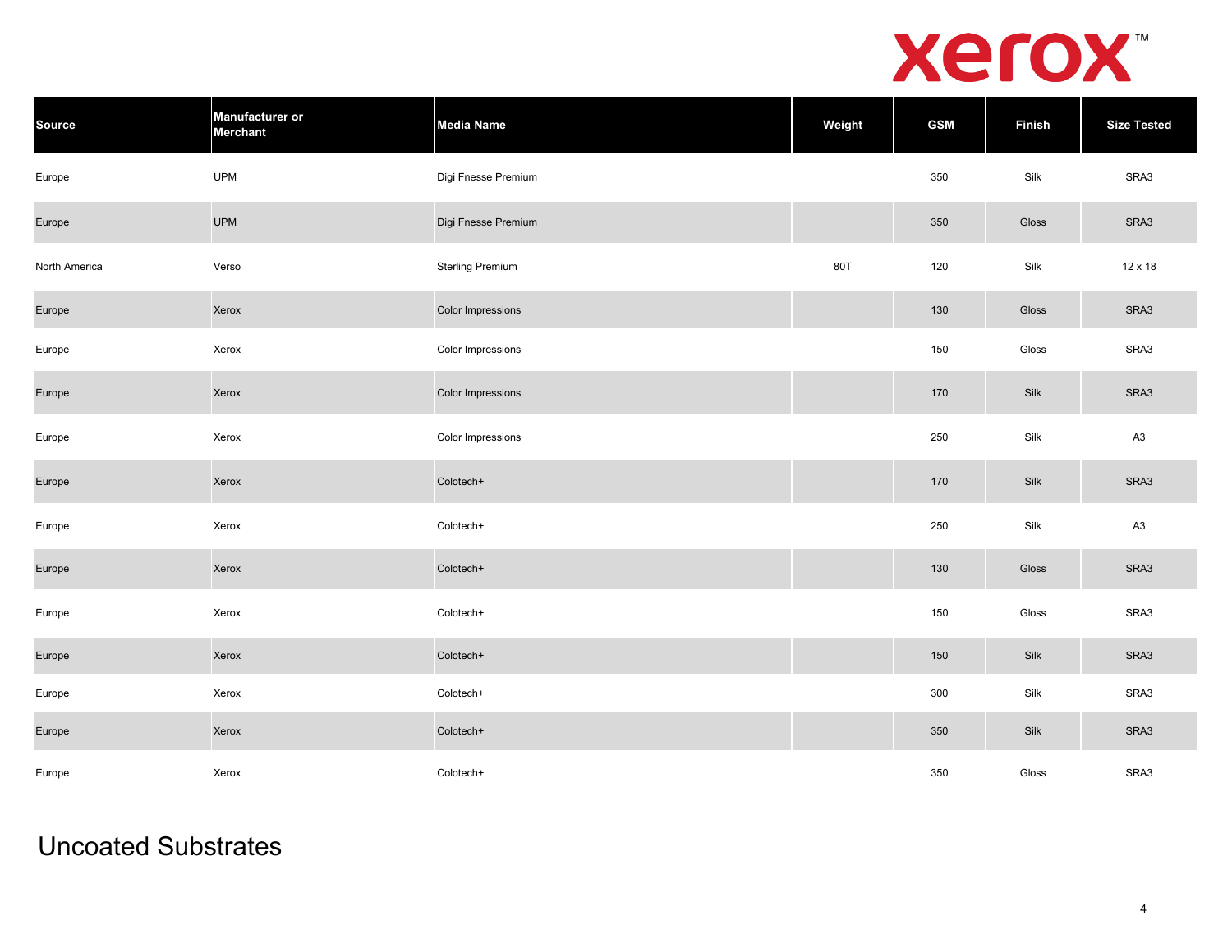| Source | Manufacturer or Merchant | Media Name | Weight | GSM | Finish | Size Tested |
|---|---|---|---|---|---|---|
| Europe | UPM | Digi Fnesse Premium | | 350 | Silk | SRA3 |
| Europe | UPM | Digi Fnesse Premium | | 350 | Gloss | SRA3 |
| North America | Verso | Sterling Premium | 80T | 120 | Silk | 12 x 18 |
| Europe | Xerox | Color Impressions | | 130 | Gloss | SRA3 |
| Europe | Xerox | Color Impressions | | 150 | Gloss | SRA3 |
| Europe | Xerox | Color Impressions | | 170 | Silk | SRA3 |
| Europe | Xerox | Color Impressions | | 250 | Silk | A3 |
| Europe | Xerox | Colotech+ | | 170 | Silk | SRA3 |
| Europe | Xerox | Colotech+ | | 250 | Silk | A3 |
| Europe | Xerox | Colotech+ | | 130 | Gloss | SRA3 |
| Europe | Xerox | Colotech+ | | 150 | Gloss | SRA3 |
| Europe | Xerox | Colotech+ | | 150 | Silk | SRA3 |
| Europe | Xerox | Colotech+ | | 300 | Silk | SRA3 |
| Europe | Xerox | Colotech+ | | 350 | Silk | SRA3 |
| Europe | Xerox | Colotech+ | | 350 | Gloss | SRA3 |

# Uncoated Substrates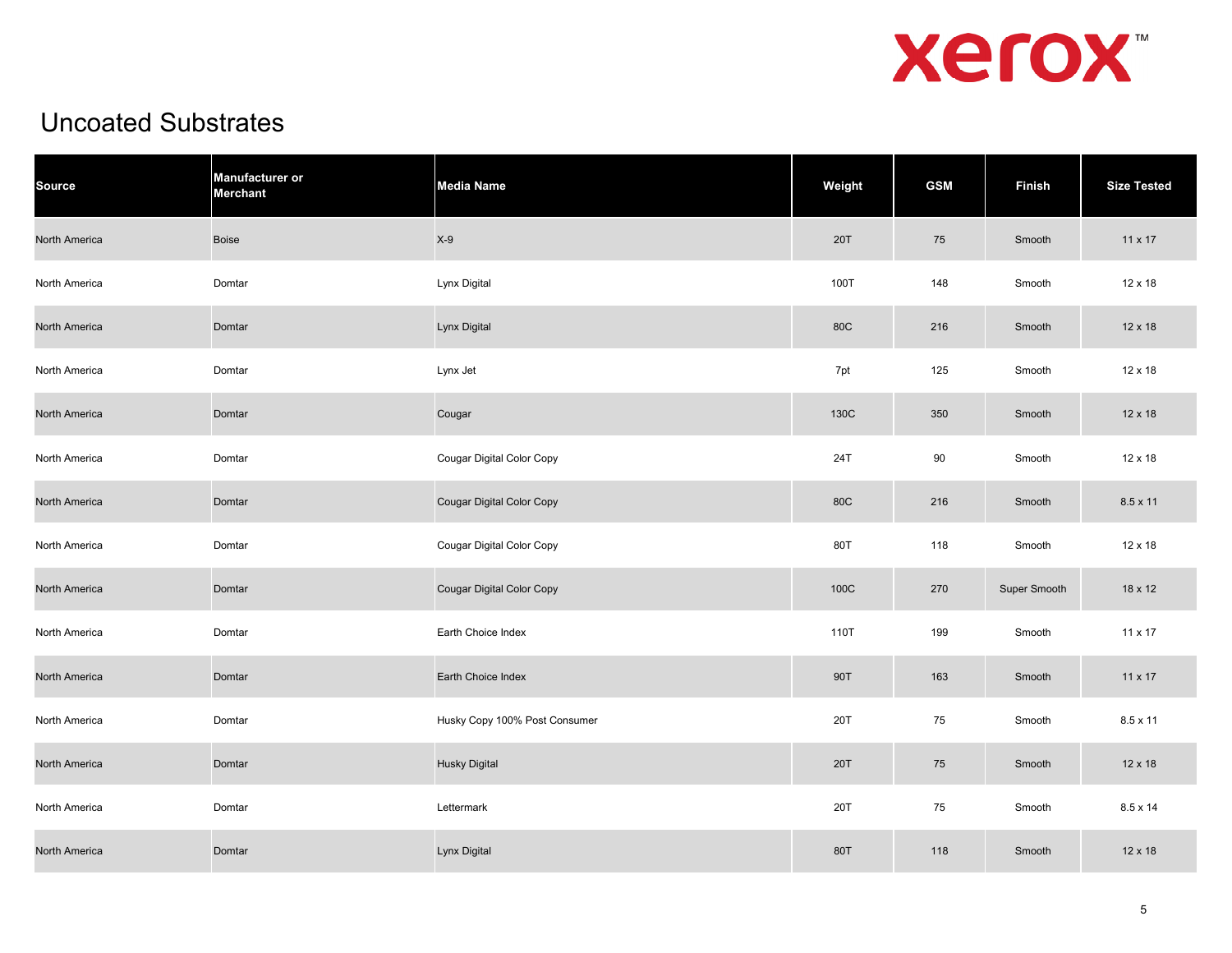# Uncoated Substrates

| Source | Manufacturer or Merchant | Media Name | Weight | GSM | Finish | Size Tested |
|---|---|---|---|---|---|---|
| North America | Boise | X-9 | 20T | 75 | Smooth | 11 x 17 |
| North America | Domtar | Lynx Digital | 100T | 148 | Smooth | 12 x 18 |
| North America | Domtar | Lynx Digital | 80C | 216 | Smooth | 12 x 18 |
| North America | Domtar | Lynx Jet | 7pt | 125 | Smooth | 12 x 18 |
| North America | Domtar | Cougar | 130C | 350 | Smooth | 12 x 18 |
| North America | Domtar | Cougar Digital Color Copy | 24T | 90 | Smooth | 12 x 18 |
| North America | Domtar | Cougar Digital Color Copy | 80C | 216 | Smooth | 8.5 x 11 |
| North America | Domtar | Cougar Digital Color Copy | 80T | 118 | Smooth | 12 x 18 |
| North America | Domtar | Cougar Digital Color Copy | 100C | 270 | Super Smooth | 18 x 12 |
| North America | Domtar | Earth Choice Index | 110T | 199 | Smooth | 11 x 17 |
| North America | Domtar | Earth Choice Index | 90T | 163 | Smooth | 11 x 17 |
| North America | Domtar | Husky Copy 100% Post Consumer | 20T | 75 | Smooth | 8.5 x 11 |
| North America | Domtar | Husky Digital | 20T | 75 | Smooth | 12 x 18 |
| North America | Domtar | Lettermark | 20T | 75 | Smooth | 8.5 x 14 |
| North America | Domtar | Lynx Digital | 80T | 118 | Smooth | 12 x 18 |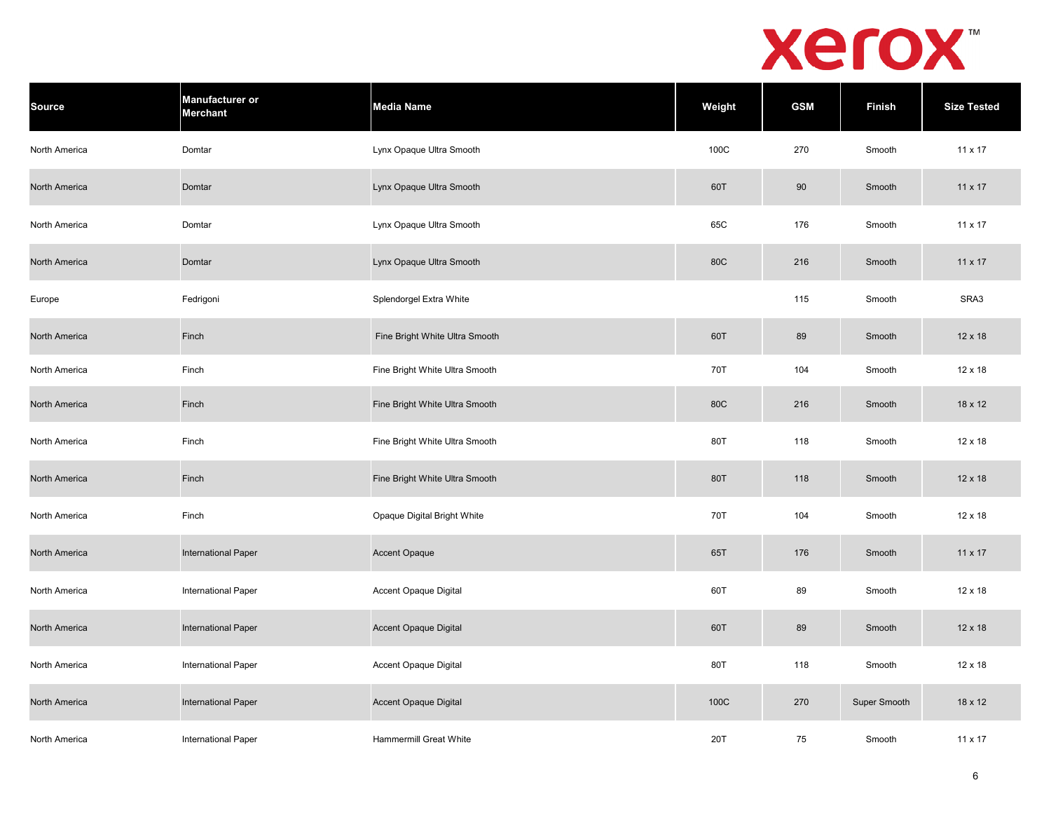| Source | Manufacturer or Merchant | Media Name | Weight | GSM | Finish | Size Tested |
|---|---|---|---|---|---|---|
| North America | Domtar | Lynx Opaque Ultra Smooth | 100C | 270 | Smooth | 11 x 17 |
| North America | Domtar | Lynx Opaque Ultra Smooth | 60T | 90 | Smooth | 11 x 17 |
| North America | Domtar | Lynx Opaque Ultra Smooth | 65C | 176 | Smooth | 11 x 17 |
| North America | Domtar | Lynx Opaque Ultra Smooth | 80C | 216 | Smooth | 11 x 17 |
| Europe | Fedrigoni | Splendorgel Extra White | | 115 | Smooth | SRA3 |
| North America | Finch | Fine Bright White Ultra Smooth | 60T | 89 | Smooth | 12 x 18 |
| North America | Finch | Fine Bright White Ultra Smooth | 70T | 104 | Smooth | 12 x 18 |
| North America | Finch | Fine Bright White Ultra Smooth | 80C | 216 | Smooth | 18 x 12 |
| North America | Finch | Fine Bright White Ultra Smooth | 80T | 118 | Smooth | 12 x 18 |
| North America | Finch | Fine Bright White Ultra Smooth | 80T | 118 | Smooth | 12 x 18 |
| North America | Finch | Opaque Digital Bright White | 70T | 104 | Smooth | 12 x 18 |
| North America | International Paper | Accent Opaque | 65T | 176 | Smooth | 11 x 17 |
| North America | International Paper | Accent Opaque Digital | 60T | 89 | Smooth | 12 x 18 |
| North America | International Paper | Accent Opaque Digital | 60T | 89 | Smooth | 12 x 18 |
| North America | International Paper | Accent Opaque Digital | 80T | 118 | Smooth | 12 x 18 |
| North America | International Paper | Accent Opaque Digital | 100C | 270 | Super Smooth | 18 x 12 |
| North America | International Paper | Hammermill Great White | 20T | 75 | Smooth | 11 x 17 |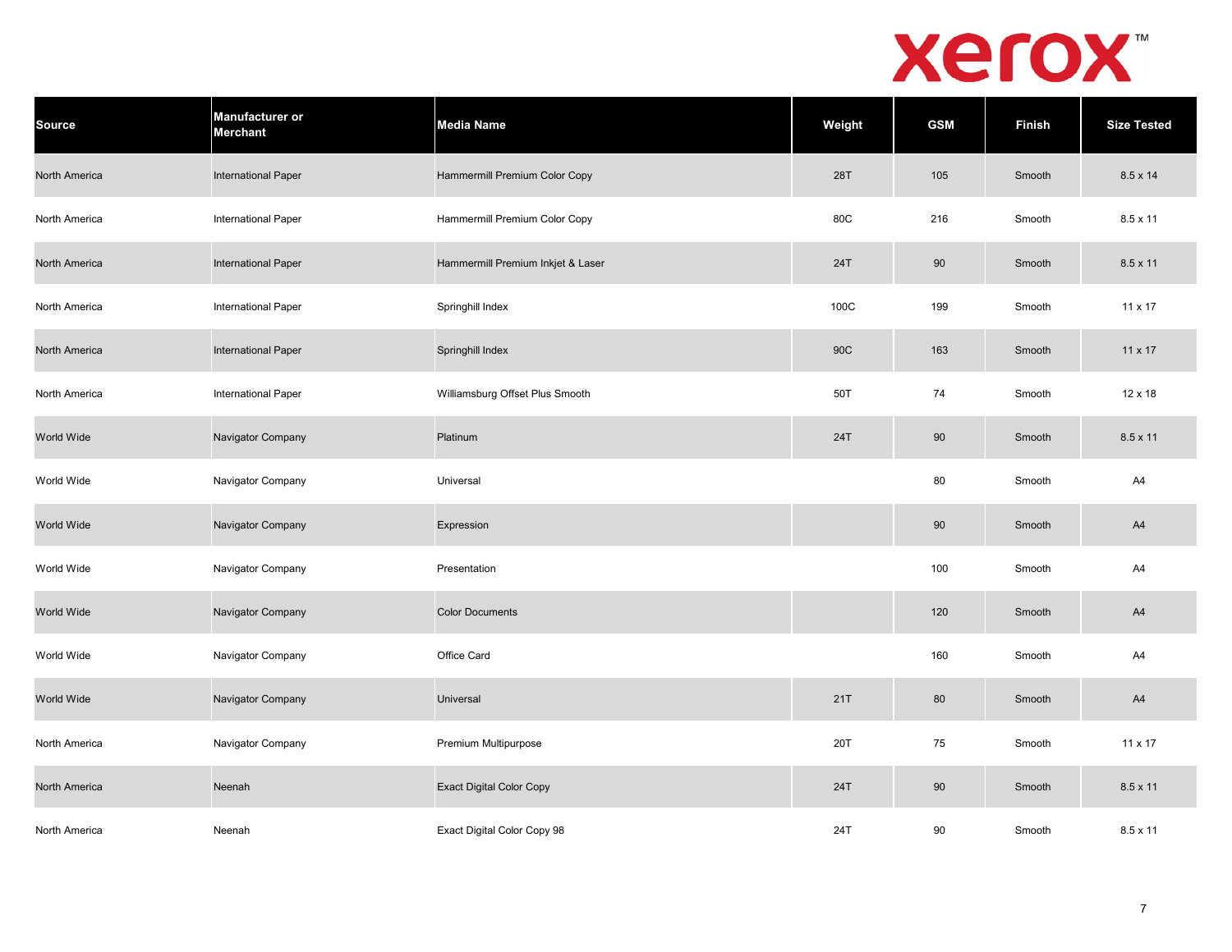| Source | Manufacturer or Merchant | Media Name | Weight | GSM | Finish | Size Tested |
|---|---|---|---|---|---|---|
| North America | International Paper | Hammermill Premium Color Copy | 28T | 105 | Smooth | 8.5 x 14 |
| North America | International Paper | Hammermill Premium Color Copy | 80C | 216 | Smooth | 8.5 x 11 |
| North America | International Paper | Hammermill Premium Inkjet & Laser | 24T | 90 | Smooth | 8.5 x 11 |
| North America | International Paper | Springhill Index | 100C | 199 | Smooth | 11 x 17 |
| North America | International Paper | Springhill Index | 90C | 163 | Smooth | 11 x 17 |
| North America | International Paper | Williamsburg Offset Plus Smooth | 50T | 74 | Smooth | 12 x 18 |
| World Wide | Navigator Company | Platinum | 24T | 90 | Smooth | 8.5 x 11 |
| World Wide | Navigator Company | Universal | | 80 | Smooth | A4 |
| World Wide | Navigator Company | Expression | | 90 | Smooth | A4 |
| World Wide | Navigator Company | Presentation | | 100 | Smooth | A4 |
| World Wide | Navigator Company | Color Documents | | 120 | Smooth | A4 |
| World Wide | Navigator Company | Office Card | | 160 | Smooth | A4 |
| World Wide | Navigator Company | Universal | 21T | 80 | Smooth | A4 |
| North America | Navigator Company | Premium Multipurpose | 20T | 75 | Smooth | 11 x 17 |
| North America | Neenah | Exact Digital Color Copy | 24T | 90 | Smooth | 8.5 x 11 |
| North America | Neenah | Exact Digital Color Copy 98 | 24T | 90 | Smooth | 8.5 x 11 |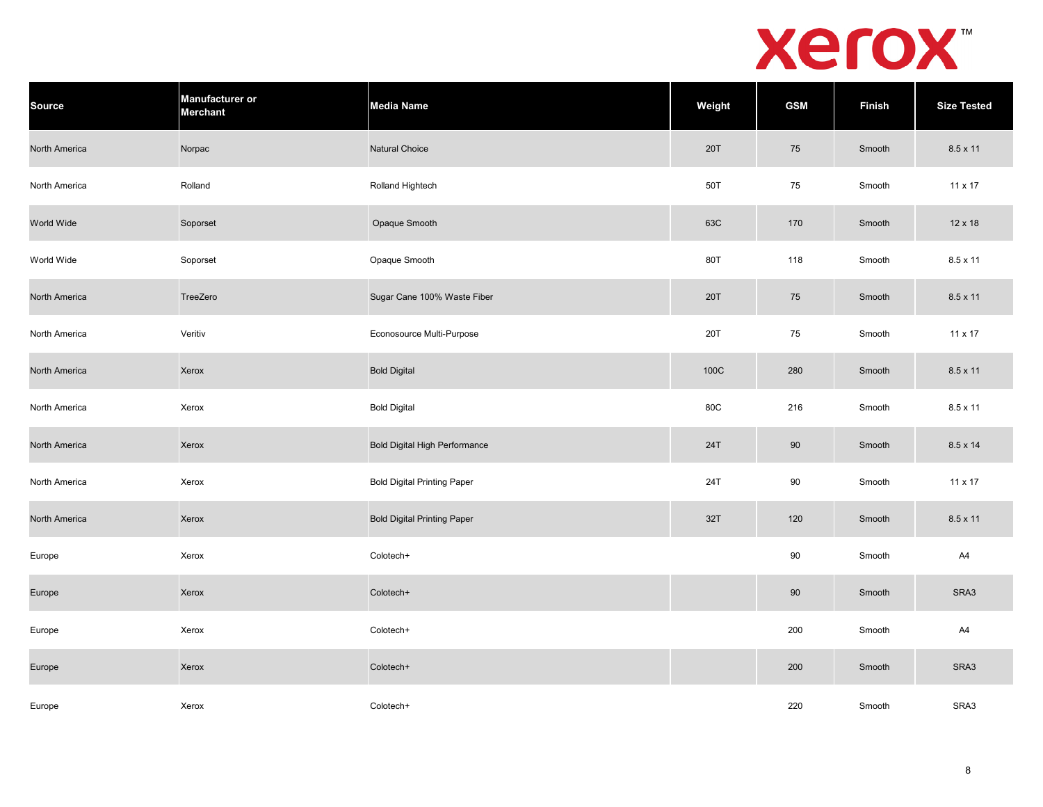| Source | Manufacturer or Merchant | Media Name | Weight | GSM | Finish | Size Tested |
|---|---|---|---|---|---|---|
| North America | Norpac | Natural Choice | 20T | 75 | Smooth | 8.5 x 11 |
| North America | Rolland | Rolland Hightech | 50T | 75 | Smooth | 11 x 17 |
| World Wide | Soporset | Opaque Smooth | 63C | 170 | Smooth | 12 x 18 |
| World Wide | Soporset | Opaque Smooth | 80T | 118 | Smooth | 8.5 x 11 |
| North America | TreeZero | Sugar Cane 100% Waste Fiber | 20T | 75 | Smooth | 8.5 x 11 |
| North America | Veritiv | Econosource Multi-Purpose | 20T | 75 | Smooth | 11 x 17 |
| North America | Xerox | Bold Digital | 100C | 280 | Smooth | 8.5 x 11 |
| North America | Xerox | Bold Digital | 80C | 216 | Smooth | 8.5 x 11 |
| North America | Xerox | Bold Digital High Performance | 24T | 90 | Smooth | 8.5 x 14 |
| North America | Xerox | Bold Digital Printing Paper | 24T | 90 | Smooth | 11 x 17 |
| North America | Xerox | Bold Digital Printing Paper | 32T | 120 | Smooth | 8.5 x 11 |
| Europe | Xerox | Colotech+ | | 90 | Smooth | A4 |
| Europe | Xerox | Colotech+ | | 90 | Smooth | SRA3 |
| Europe | Xerox | Colotech+ | | 200 | Smooth | A4 |
| Europe | Xerox | Colotech+ | | 200 | Smooth | SRA3 |
| Europe | Xerox | Colotech+ | | 220 | Smooth | SRA3 |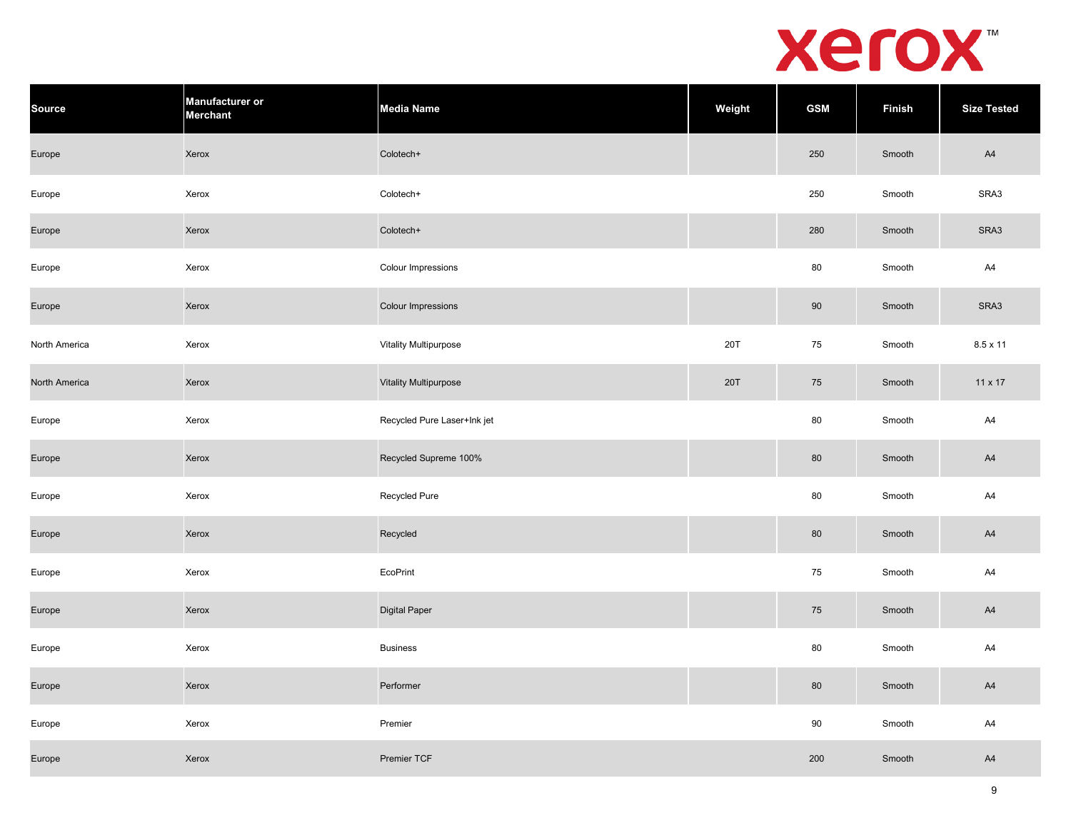| Source | Manufacturer or Merchant | Media Name | Weight | GSM | Finish | Size Tested |
|---|---|---|---|---|---|---|
| Europe | Xerox | Colotech+ | | 250 | Smooth | A4 |
| Europe | Xerox | Colotech+ | | 250 | Smooth | SRA3 |
| Europe | Xerox | Colotech+ | | 280 | Smooth | SRA3 |
| Europe | Xerox | Colour Impressions | | 80 | Smooth | A4 |
| Europe | Xerox | Colour Impressions | | 90 | Smooth | SRA3 |
| North America | Xerox | Vitality Multipurpose | 20T | 75 | Smooth | 8.5 x 11 |
| North America | Xerox | Vitality Multipurpose | 20T | 75 | Smooth | 11 x 17 |
| Europe | Xerox | Recycled Pure Laser+Ink jet | | 80 | Smooth | A4 |
| Europe | Xerox | Recycled Supreme 100% | | 80 | Smooth | A4 |
| Europe | Xerox | Recycled Pure | | 80 | Smooth | A4 |
| Europe | Xerox | Recycled | | 80 | Smooth | A4 |
| Europe | Xerox | EcoPrint | | 75 | Smooth | A4 |
| Europe | Xerox | Digital Paper | | 75 | Smooth | A4 |
| Europe | Xerox | Business | | 80 | Smooth | A4 |
| Europe | Xerox | Performer | | 80 | Smooth | A4 |
| Europe | Xerox | Premier | | 90 | Smooth | A4 |
| Europe | Xerox | Premier TCF | | 200 | Smooth | A4 |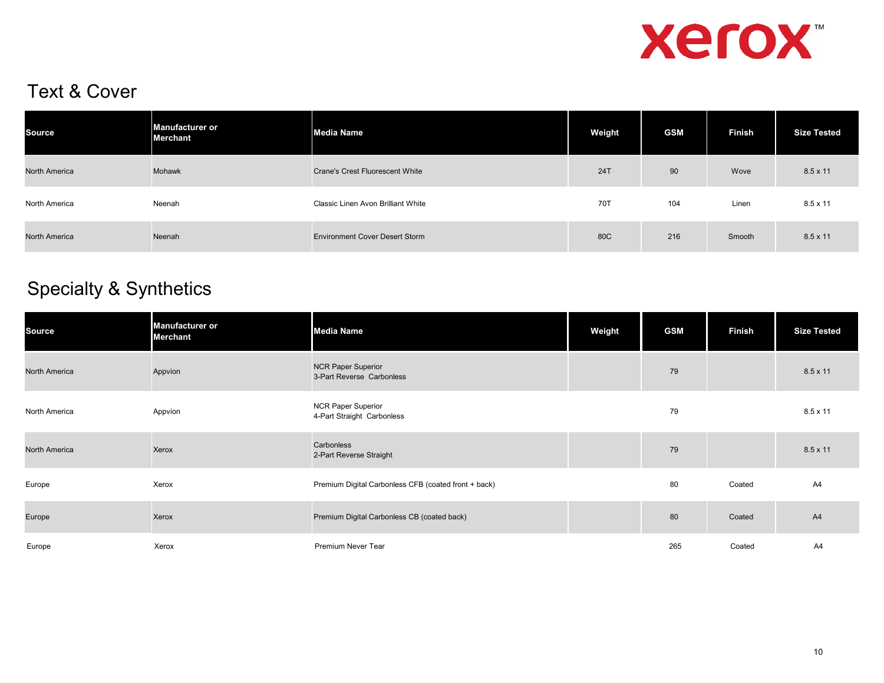## Text & Cover

| Source | Manufacturer or Merchant | Media Name | Weight | GSM | Finish | Size Tested |
|---|---|---|---|---|---|---|
| North America | Mohawk | Crane's Crest Fluorescent White | 24T | 90 | Wove | 8.5 x 11 |
| North America | Neenah | Classic Linen Avon Brilliant White | 70T | 104 | Linen | 8.5 x 11 |
| North America | Neenah | Environment Cover Desert Storm | 80C | 216 | Smooth | 8.5 x 11 |

## Specialty & Synthetics

| Source | Manufacturer or Merchant | Media Name | Weight | GSM | Finish | Size Tested |
|---|---|---|---|---|---|---|
| North America | Appvion | NCR Paper Superior 3-Part Reverse Carbonless | | 79 | | 8.5 x 11 |
| North America | Appvion | NCR Paper Superior 4-Part Straight Carbonless | | 79 | | 8.5 x 11 |
| North America | Xerox | Carbonless 2-Part Reverse Straight | | 79 | | 8.5 x 11 |
| Europe | Xerox | Premium Digital Carbonless CFB (coated front + back) | | 80 | Coated | A4 |
| Europe | Xerox | Premium Digital Carbonless CB (coated back) | | 80 | Coated | A4 |
| Europe | Xerox | Premium Never Tear | | 265 | Coated | A4 |